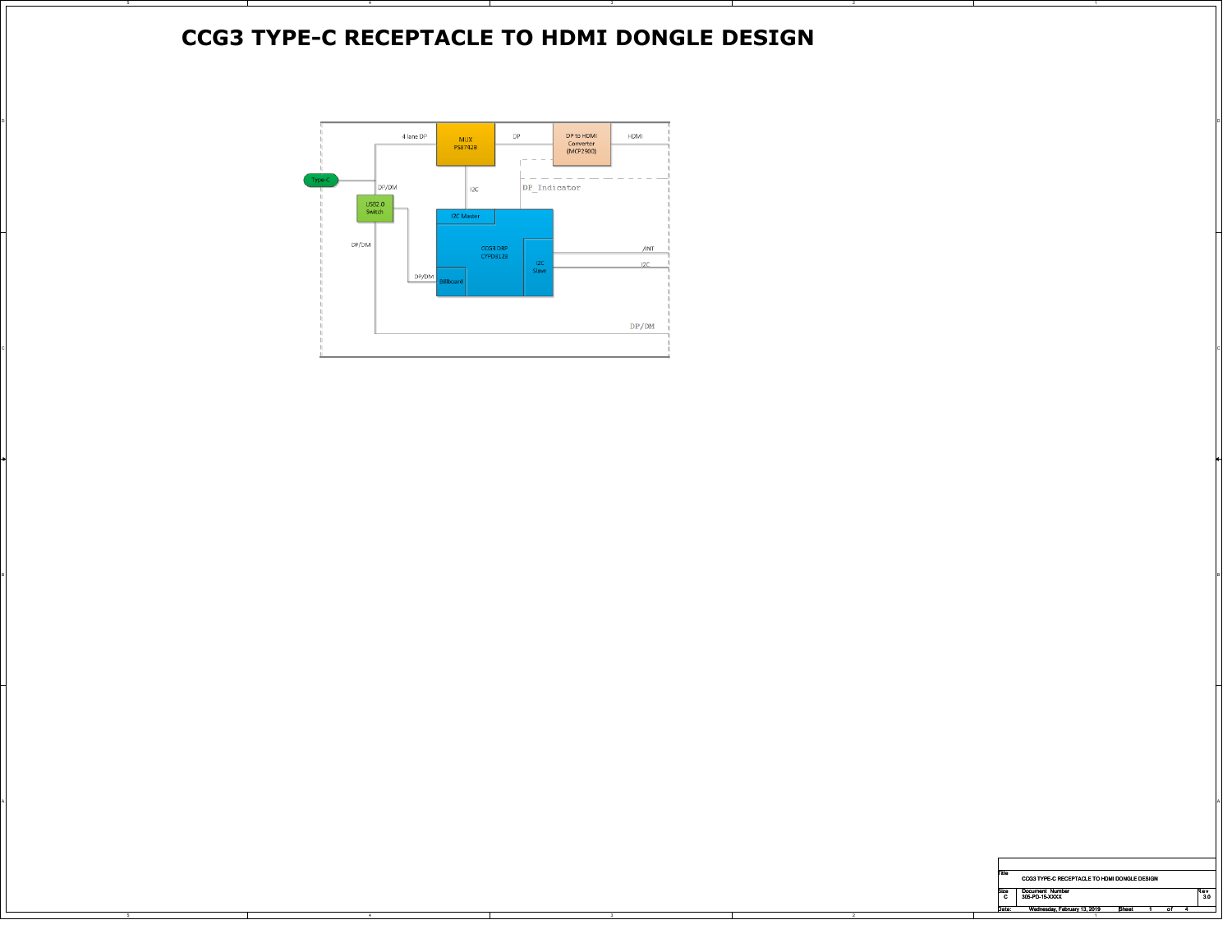# CCG3 TYPE-C RECEPTACLE TO HDMI DONGLE DESIGN

4 lane DP

MUX
PS8742B

DP

DP to HDMI
Converter
(MCP2900)

HDMI

Type-C

DP/DM

USB2.0
Switch

I2C

DP_Indicator

I2C Master

DP/DM

CCG3 DRP
CYPD3123

/INT

I2C
Slave

I2C

DP/DM

Billboard

DP/DM

| Title | CCG3 TYPE-C RECEPTACLE TO HDMI DONGLE DESIGN | | |
|---|---|---|---|
| Size C | Document Number 305-PD-15-XXXX | | Rev 3.0 |
| Date: | Wednesday, February 13, 2019 | Sheet 1 of 4 | |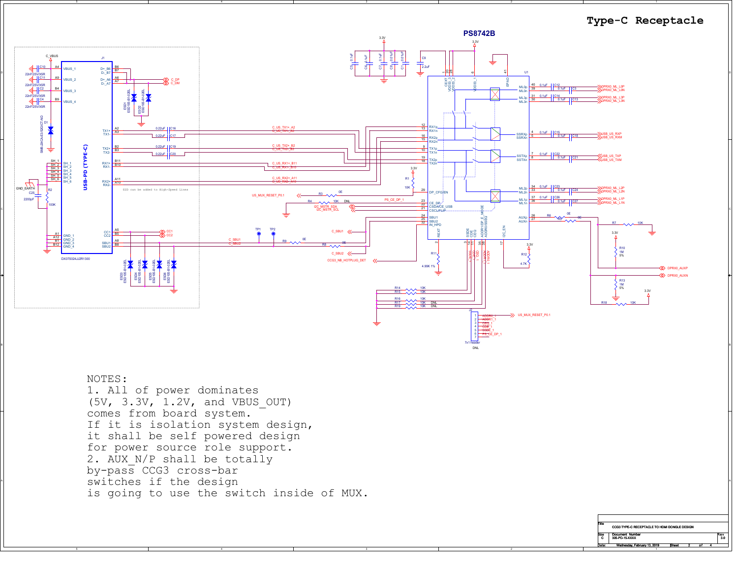# Type-C Receptacle

## PS8742B

ESD can be added to High-Speed Lines

NOTES:

1. All of power dominates (5V, 3.3V, 1.2V, and VBUS_OUT) comes from board system. If it is isolation system design, it shall be self powered design for power source role support.
2. AUX_N/P shall be totally by-pass CCG3 cross-bar switches if the design is going to use the switch inside of MUX.

| Title | CCG3 TYPE-C RECEPTACLE TO HDMI DONGLE DESIGN | | |
|---|---|---|---|
| Size: C | Document Number: 305-PD-15-XXXX | | Rev: 3.0 |
| Date: Wednesday, February 13, 2019 | Sheet 2 of 4 | | |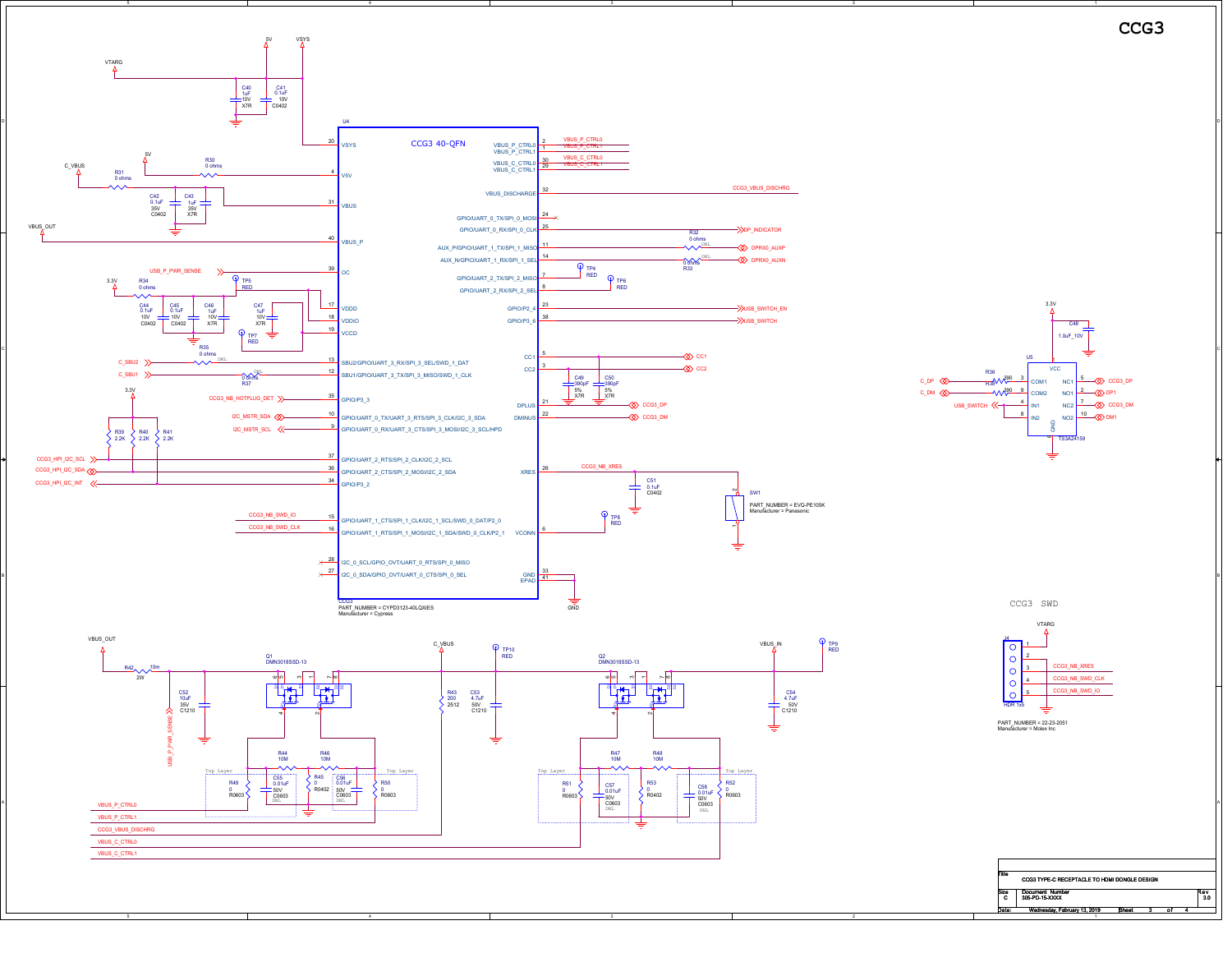# CCG3

## U4 — CCG3 40-QFN

PART_NUMBER = CYPD3123-40LQXIES
Manufacturer = Cypress

| Pin | Name | Net |
|---|---|---|
| 20 | VSYS | VSYS |
| 4 | V5V | 5V (via R30 0 ohms) |
| 31 | VBUS | C_VBUS (via R31 0 ohms) |
| 40 | VBUS_P | VBUS_OUT |
| 39 | OC | USB_P_PWR_SENSE |
| 17 | VDDD | |
| 18 | VDDIO | 3.3V (via R34 0 ohms) |
| 19 | VCCD | |
| 13 | SBU2/GPIO/UART_3_RX/SPI_3_SEL/SWD_1_DAT | C_SBU2 (via R35 0 ohms, DNL) |
| 12 | SBU1/GPIO/UART_3_TX/SPI_3_MISO/SWD_1_CLK | C_SBU1 (via R37 0 ohms, DNL) |
| 35 | GPIO/P3_3 | CCG3_NB_HOTPLUG_DET |
| 10 | GPIO/UART_0_TX/UART_3_RTS/SPI_3_CLK/I2C_3_SDA | I2C_MSTR_SDA |
| 9 | GPIO/UART_0_RX/UART_3_CTS/SPI_3_MOSI/I2C_3_SCL/HPD | I2C_MSTR_SCL |
| 37 | GPIO/UART_2_RTS/SPI_2_CLK/I2C_2_SCL | CCG3_HPI_I2C_SCL |
| 36 | GPIO/UART_2_CTS/SPI_2_MOSI/I2C_2_SDA | CCG3_HPI_I2C_SDA |
| 34 | GPIO/P3_2 | CCG3_HPI_I2C_INT |
| 15 | GPIO/UART_1_CTS/SPI_1_CLK/I2C_1_SCL/SWD_0_DAT/P2_0 | CCG3_NB_SWD_IO |
| 16 | GPIO/UART_1_RTS/SPI_1_MOSI/I2C_1_SDA/SWD_0_CLK/P2_1 | CCG3_NB_SWD_CLK |
| 28 | I2C_0_SCL/GPIO_OVT/UART_0_RTS/SPI_0_MISO | NC |
| 27 | I2C_0_SDA/GPIO_OVT/UART_0_CTS/SPI_0_SEL | NC |
| 2 | VBUS_P_CTRL0 | VBUS_P_CTRL0 |
| 1 | VBUS_P_CTRL1 | VBUS_P_CTRL1 |
| 30 | VBUS_C_CTRL0 | VBUS_C_CTRL0 |
| 29 | VBUS_C_CTRL1 | VBUS_C_CTRL1 |
| 32 | VBUS_DISCHARGE | CCG3_VBUS_DISCHRG |
| 24 | GPIO/UART_0_TX/SPI_0_MOSI | NC |
| 25 | GPIO/UART_0_RX/SPI_0_CLK | DP_INDICATOR |
| 11 | AUX_P/GPIO/UART_1_TX/SPI_1_MISO | DPRX0_AUXP (via R32 0 ohms, DNL) |
| 14 | AUX_N/GPIO/UART_1_RX/SPI_1_SEL | DPRX0_AUXN (via R33 0 ohms, DNL) |
| 7 | GPIO/UART_2_TX/SPI_2_MISO | TP4 RED |
| 8 | GPIO/UART_2_RX/SPI_2_SEL | TP6 RED |
| 23 | GPIO/P2_4 | USB_SWITCH_EN |
| 38 | GPIO/P3_6 | USB_SWITCH |
| 5 | CC1 | CC1 |
| 3 | CC2 | CC2 |
| 21 | DPLUS | CCG3_DP |
| 22 | DMINUS | CCG3_DM |
| 26 | XRES | CCG3_NB_XRES |
| 6 | VCONN | TP8 RED |
| 33 | GND | GND |
| 41 | EPAD | GND |

Components: C40 1uF 10V X7R; C41 0.1uF 10V C0402; C42 0.1uF 35V C0402; C43 1uF 35V X7R; C44 0.1uF 10V C0402; C45 0.1uF 10V C0402; C46 1uF 10V X7R; C47 1uF 10V X7R; C49 390pF 5% X7R; C50 390pF 5% X7R; C51 0.1uF C0402; R39 2.2K; R40 2.2K; R41 2.2K; TP5 RED; TP7 RED.

SW1: PART_NUMBER = EVQ-PE105K, Manufacturer = Panasonic

## U5 — TS3A24159

| Pin | Name | Net |
|---|---|---|
| 3 | COM1 | C_DP (via R36 390) |
| 9 | COM2 | C_DM (via R38 390) |
| 4 | IN1 | USB_SWITCH |
| 8 | IN2 | USB_SWITCH |
| 5 | NC1 | CCG3_DP |
| 2 | NO1 | DP1 |
| 7 | NC2 | CCG3_DM |
| 10 | NO2 | DM1 |
| 1 | VCC | 3.3V (C48 1.0uF_10V) |
| 6 | GND | GND |

## Power Path

Q1: DMN3018SSD-13 — Q2: DMN3018SSD-13

VBUS_OUT — R42 10m 2W — C52 10uF 35V C1210 — USB_P_PWR_SENSE

C_VBUS — R43 200 2512; C53 4.7uF 50V C1210; TP10 RED

VBUS_IN — C54 4.7uF 50V C1210; TP9 RED

R44 10M; R46 10M; R45 0 R0402; R49 0 R0603; R50 0 R0603; C55 0.01uF 50V C0603 DNL; C56 0.01uF 50V C0603 DNL

R47 10M; R48 10M; R53 0 R0402; R51 0 R0603; R52 0 R0603; C57 0.01uF 50V C0603 DNL; C58 0.01uF 50V C0603 DNL

Nets: VBUS_P_CTRL0, VBUS_P_CTRL1, CCG3_VBUS_DISCHRG, VBUS_C_CTRL0, VBUS_C_CTRL1

## CCG3 SWD

J4 HDR 1x5

| Pin | Net |
|---|---|
| 1 | VTARG |
| 2 | |
| 3 | CCG3_NB_XRES |
| 4 | CCG3_NB_SWD_CLK |
| 5 | CCG3_NB_SWD_IO |

PART_NUMBER = 22-23-2051
Manufacturer = Molex Inc

| Title | CCG3 TYPE-C RECEPTACLE TO HDMI DONGLE DESIGN |
|---|---|
| Size | C |
| Document Number | 305-PD-15-XXXX |
| Rev | 3.0 |
| Date | Wednesday, February 13, 2019 |
| Sheet | 3 of 4 |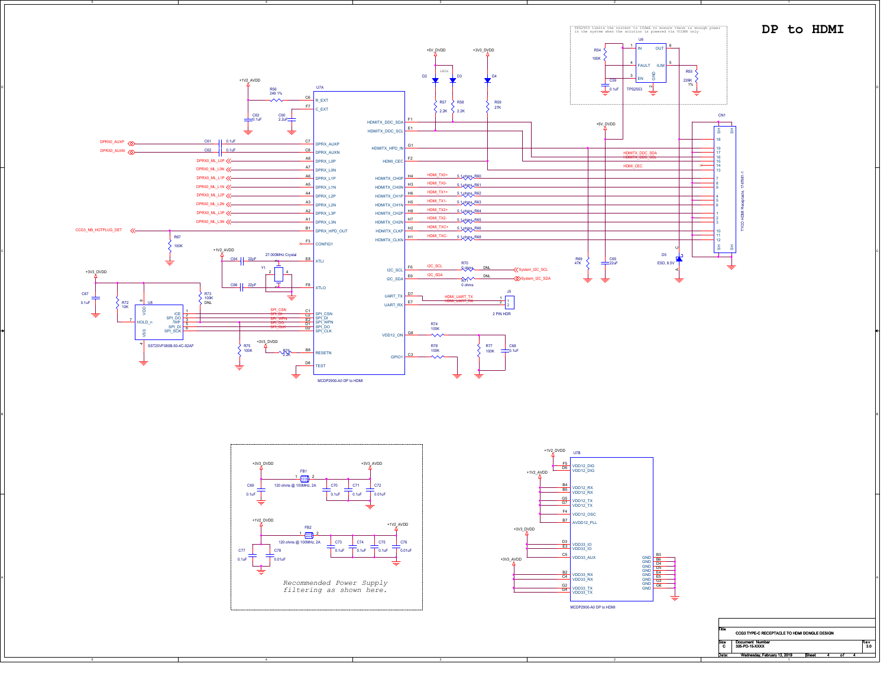# DP to HDMI

TPS2553 limits the current to 100mA to ensure there is enough power in the system when the solution is powered via VCONN only

U6 TPS2553: 1 IN, 6 OUT, 4 FAULT, 5 ILIM, 3 EN, 2 GND

R54 100K, C59 0.1uF, R55 226K 1%

+5V_DVDD, +3V3_DVDD, +1V2_AVDD

D2, D3, D4

R56 249 1%, C63 0.1uF, C60 2.2uF

R57 2.2K, R58 2.2K, R59 27K

U7A

| Pin | Signal | Pin | Signal |
|---|---|---|---|
| C6 | R_EXT | F1 | HDMITX_DDC_SDA |
| F7 | C_EXT | E1 | HDMITX_DDC_SCL |
| C7 | DPRX_AUXP | G1 | HDMITX_HPD_IN |
| C8 | DPRX_AUXN | F2 | HDMI_CEC |
| A8 | DPRX_L0P | H4 | HDMITX_CH0P |
| A7 | DPRX_L0N | H3 | HDMITX_CH0N |
| A6 | DPRX_L1P | H6 | HDMITX_CH1P |
| A5 | DPRX_L1N | H5 | HDMITX_CH1N |
| A4 | DPRX_L2P | H8 | HDMITX_CH2P |
| A3 | DPRX_L2N | H7 | HDMITX_CH2N |
| A2 | DPRX_L3P | H2 | HDMITX_CLKP |
| A1 | DPRX_L3N | H1 | HDMITX_CLKN |
| B1 | DPRX_HPD_OUT | F6 | I2C_SCL |
| F3 | CONFIG1 | E6 | I2C_SDA |
| E8 | XTLI | D7 | UART_TX |
| F8 | XTLO | E7 | UART_RX |
| C1 | SPI_CSN | G8 | VDD12_ON |
| C2 | SPI_DI | C3 | GPIO1 |
| E2 | SPI_WPN | | |
| D1 | SPI_DO | | |
| D2 | SPI_CLK | | |
| B8 | RESETN | | |
| D8 | TEST | | |

MCDP2900-A0 DP to HDMI

DPRX0_AUXP, DPRX0_AUXN — C61 0.1uF, C62 0.1uF

DPRX0_ML_L0P, DPRX0_ML_L0N, DPRX0_ML_L1P, DPRX0_ML_L1N, DPRX0_ML_L2P, DPRX0_ML_L2N, DPRX0_ML_L3P, DPRX0_ML_L3N

CCG3_NB_HOTPLUG_DET — R67 100K

C64 22pF, C66 22pF, Y1 27.000MHz Crystal

HDMI_TX0+, HDMI_TX0-, HDMI_TX1+, HDMI_TX1-, HDMI_TX2+, HDMI_TX2-, HDMI_TXC+, HDMI_TXC- — 5.1 ohms R60, R61, R62, R63, R64, R65, R66, R68

I2C_SCL — R70 0 ohms DNL — System_I2C_SCL

I2C_SDA — R71 0 ohms DNL — System_I2C_SDA

HDMI_UART_TX, HDMI_UART_RX — J5 2 PIN HDR

R74 100K, R78 100K, R77 100K, C68 0.1uF

U8 SST25VF080B-50-4C-S2AF: 8 VDD, 7 HOLD_n, 1 /CE, 2 SPI_DO, 3 /WP, 5 SPI_DI, 6 SPI_SCK, 4 VSS

C67 0.1uF, R72 10K, R73 100K DNL, R75 100K, R76 2.2K

CN1 TYCO HDMI Receptacle, 1747981-1

HDMITX_DDC_SDA, HDMITX_DDC_SCL, HDMI_CEC

R69 47K, C65 22uF, D5 ESD, 8.5V

FB1 120 ohms @ 100MHz, 2A — C69 0.1uF, C70 0.1uF, C71 0.1uF, C72 0.01uF

FB2 120 ohms @ 100MHz, 2A — C77 0.1uF, C78 0.01uF, C73 0.1uF, C74 0.1uF, C75 0.1uF, C76 0.01uF

*Recommended Power Supply filtering as shown here.*

U7B

| Pin | Signal |
|---|---|
| F5, D6 | VDD12_DIG |
| B4, B5 | VDD12_RX |
| G5, G7 | VDD12_TX |
| F4 | VDD12_OSC |
| B7 | AVDD12_PLL |
| D3, E3 | VDD33_IO |
| C5 | VDD33_AUX |
| B2, C4 | VDD33_RX |
| G2, G4 | VDD33_TX |
| B3, B6, D4, D5, E4, E5, G3, G6 | GND |

MCDP2900-A0 DP to HDMI

| | |
|---|---|
| Title | CCG3 TYPE-C RECEPTACLE TO HDMI DONGLE DESIGN |
| Size | C |
| Document Number | 305-PD-15-XXXX |
| Rev | 3.0 |
| Date | Wednesday, February 13, 2019 |
| Sheet | 4 of 4 |